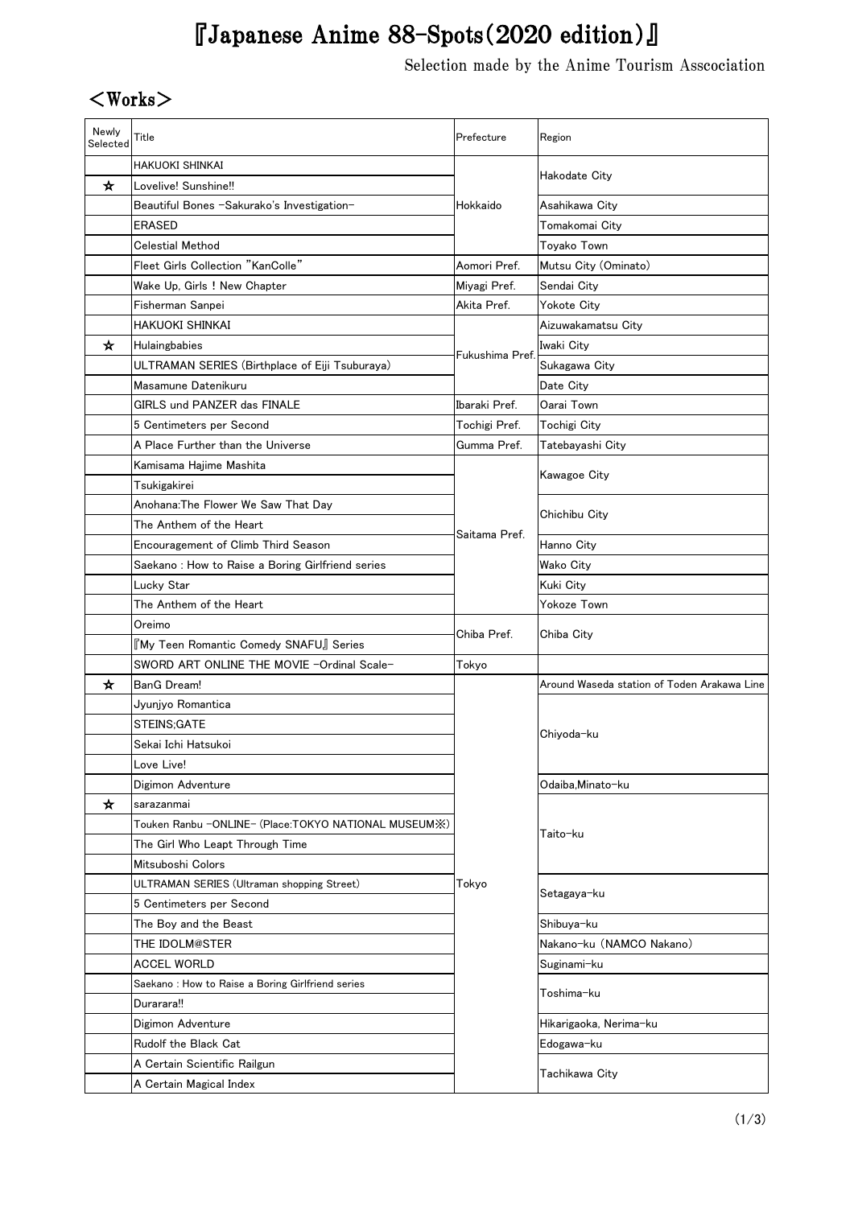# 『Japanese Anime 88-Spots(2020 edition)』

Selection made by the Anime Tourism Asscociation

## ＜Works＞

| Newly Selected | Title | Prefecture | Region |
|---|---|---|---|
| | HAKUOKI SHINKAI | Hokkaido | Hakodate City |
| ☆ | Lovelive! Sunshine!! | Hokkaido | Hakodate City |
| | Beautiful Bones -Sakurako's Investigation- | Hokkaido | Asahikawa City |
| | ERASED | Hokkaido | Tomakomai City |
| | Celestial Method | Hokkaido | Toyako Town |
| | Fleet Girls Collection "KanColle" | Aomori Pref. | Mutsu City (Ominato) |
| | Wake Up, Girls ! New Chapter | Miyagi Pref. | Sendai City |
| | Fisherman Sanpei | Akita Pref. | Yokote City |
| | HAKUOKI SHINKAI | Fukushima Pref. | Aizuwakamatsu City |
| ☆ | Hulaingbabies | Fukushima Pref. | Iwaki City |
| | ULTRAMAN SERIES (Birthplace of Eiji Tsuburaya) | Fukushima Pref. | Sukagawa City |
| | Masamune Datenikuru | Fukushima Pref. | Date City |
| | GIRLS und PANZER das FINALE | Ibaraki Pref. | Oarai Town |
| | 5 Centimeters per Second | Tochigi Pref. | Tochigi City |
| | A Place Further than the Universe | Gumma Pref. | Tatebayashi City |
| | Kamisama Hajime Mashita | Saitama Pref. | Kawagoe City |
| | Tsukigakirei | Saitama Pref. | Kawagoe City |
| | Anohana:The Flower We Saw That Day | Saitama Pref. | Chichibu City |
| | The Anthem of the Heart | Saitama Pref. | Chichibu City |
| | Encouragement of Climb Third Season | Saitama Pref. | Hanno City |
| | Saekano : How to Raise a Boring Girlfriend series | Saitama Pref. | Wako City |
| | Lucky Star | Saitama Pref. | Kuki City |
| | The Anthem of the Heart | Saitama Pref. | Yokoze Town |
| | Oreimo | Chiba Pref. | Chiba City |
| | 『My Teen Romantic Comedy SNAFU』 Series | Chiba Pref. | Chiba City |
| | SWORD ART ONLINE THE MOVIE -Ordinal Scale- | Tokyo | |
| ☆ | BanG Dream! | Tokyo | Around Waseda station of Toden Arakawa Line |
| | Jyunjyo Romantica | Tokyo | Chiyoda-ku |
| | STEINS;GATE | Tokyo | Chiyoda-ku |
| | Sekai Ichi Hatsukoi | Tokyo | Chiyoda-ku |
| | Love Live! | Tokyo | Chiyoda-ku |
| | Digimon Adventure | Tokyo | Odaiba,Minato-ku |
| ☆ | sarazanmai | Tokyo | Taito-ku |
| | Touken Ranbu -ONLINE- (Place:TOKYO NATIONAL MUSEUM※) | Tokyo | Taito-ku |
| | The Girl Who Leapt Through Time | Tokyo | Taito-ku |
| | Mitsuboshi Colors | Tokyo | Taito-ku |
| | ULTRAMAN SERIES (Ultraman shopping Street) | Tokyo | Setagaya-ku |
| | 5 Centimeters per Second | Tokyo | Setagaya-ku |
| | The Boy and the Beast | Tokyo | Shibuya-ku |
| | THE IDOLM@STER | Tokyo | Nakano-ku (NAMCO Nakano) |
| | ACCEL WORLD | Tokyo | Suginami-ku |
| | Saekano : How to Raise a Boring Girlfriend series | Tokyo | Toshima-ku |
| | Durarara!! | Tokyo | Toshima-ku |
| | Digimon Adventure | Tokyo | Hikarigaoka, Nerima-ku |
| | Rudolf the Black Cat | Tokyo | Edogawa-ku |
| | A Certain Scientific Railgun | Tokyo | Tachikawa City |
| | A Certain Magical Index | Tokyo | Tachikawa City |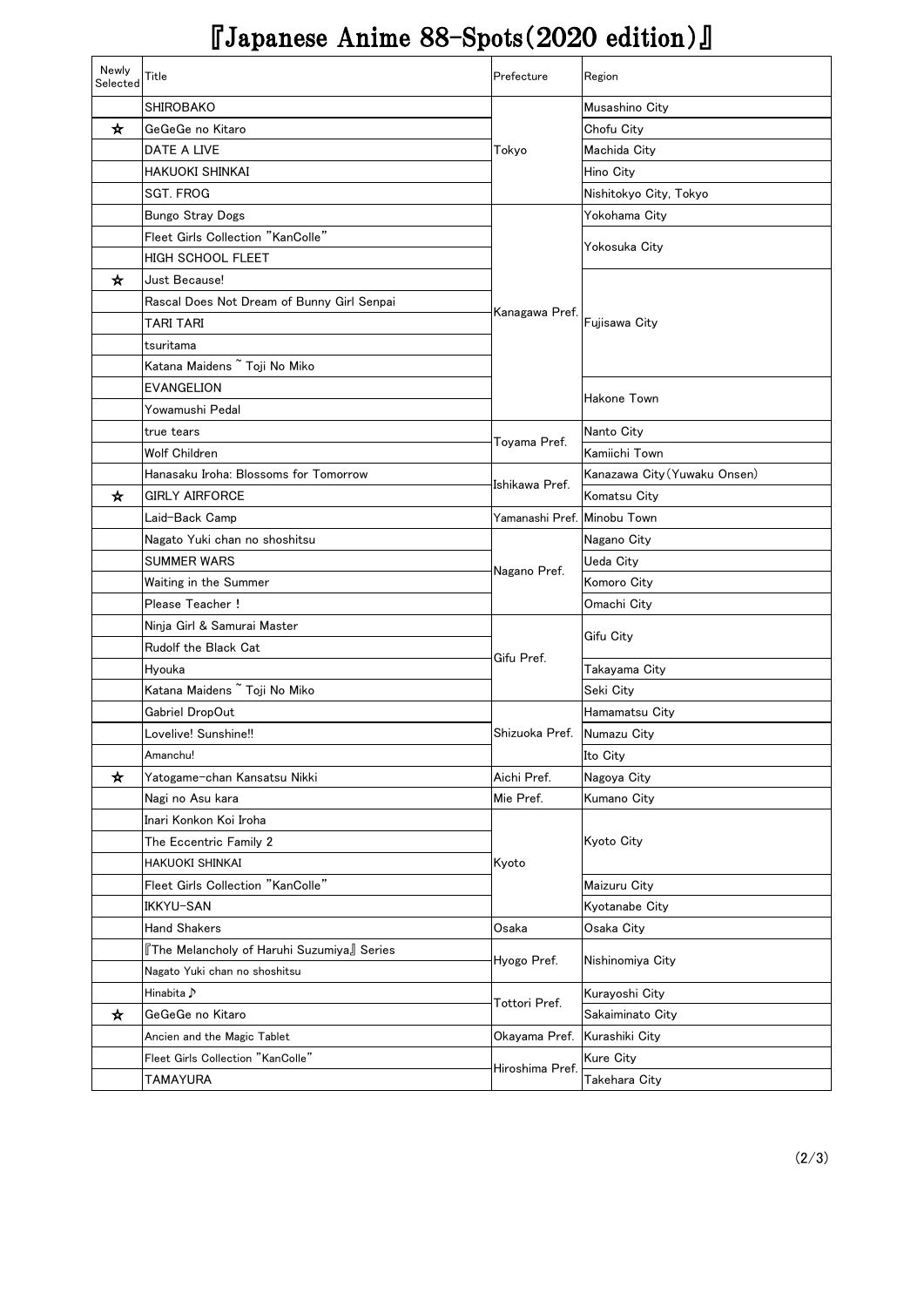# 『Japanese Anime 88-Spots(2020 edition)』

| Newly Selected | Title | Prefecture | Region |
|---|---|---|---|
| | SHIROBAKO | Tokyo | Musashino City |
| ☆ | GeGeGe no Kitaro | | Chofu City |
| | DATE A LIVE | | Machida City |
| | HAKUOKI SHINKAI | | Hino City |
| | SGT. FROG | | Nishitokyo City, Tokyo |
| | Bungo Stray Dogs | Kanagawa Pref. | Yokohama City |
| | Fleet Girls Collection "KanColle" | | Yokosuka City |
| | HIGH SCHOOL FLEET | | |
| ☆ | Just Because! | | Fujisawa City |
| | Rascal Does Not Dream of Bunny Girl Senpai | | |
| | TARI TARI | | |
| | tsuritama | | |
| | Katana Maidens ~ Toji No Miko | | |
| | EVANGELION | | Hakone Town |
| | Yowamushi Pedal | | |
| | true tears | Toyama Pref. | Nanto City |
| | Wolf Children | | Kamiichi Town |
| | Hanasaku Iroha: Blossoms for Tomorrow | Ishikawa Pref. | Kanazawa City(Yuwaku Onsen) |
| ☆ | GIRLY AIRFORCE | | Komatsu City |
| | Laid-Back Camp | Yamanashi Pref. | Minobu Town |
| | Nagato Yuki chan no shoshitsu | Nagano Pref. | Nagano City |
| | SUMMER WARS | | Ueda City |
| | Waiting in the Summer | | Komoro City |
| | Please Teacher ! | | Omachi City |
| | Ninja Girl & Samurai Master | Gifu Pref. | Gifu City |
| | Rudolf the Black Cat | | |
| | Hyouka | | Takayama City |
| | Katana Maidens ~ Toji No Miko | | Seki City |
| | Gabriel DropOut | Shizuoka Pref. | Hamamatsu City |
| | Lovelive! Sunshine!! | | Numazu City |
| | Amanchu! | | Ito City |
| ☆ | Yatogame-chan Kansatsu Nikki | Aichi Pref. | Nagoya City |
| | Nagi no Asu kara | Mie Pref. | Kumano City |
| | Inari Konkon Koi Iroha | Kyoto | Kyoto City |
| | The Eccentric Family 2 | | |
| | HAKUOKI SHINKAI | | |
| | Fleet Girls Collection "KanColle" | | Maizuru City |
| | IKKYU-SAN | | Kyotanabe City |
| | Hand Shakers | Osaka | Osaka City |
| | 『The Melancholy of Haruhi Suzumiya』 Series | Hyogo Pref. | Nishinomiya City |
| | Nagato Yuki chan no shoshitsu | | |
| | Hinabita♪ | Tottori Pref. | Kurayoshi City |
| ☆ | GeGeGe no Kitaro | | Sakaiminato City |
| | Ancien and the Magic Tablet | Okayama Pref. | Kurashiki City |
| | Fleet Girls Collection "KanColle" | Hiroshima Pref. | Kure City |
| | TAMAYURA | | Takehara City |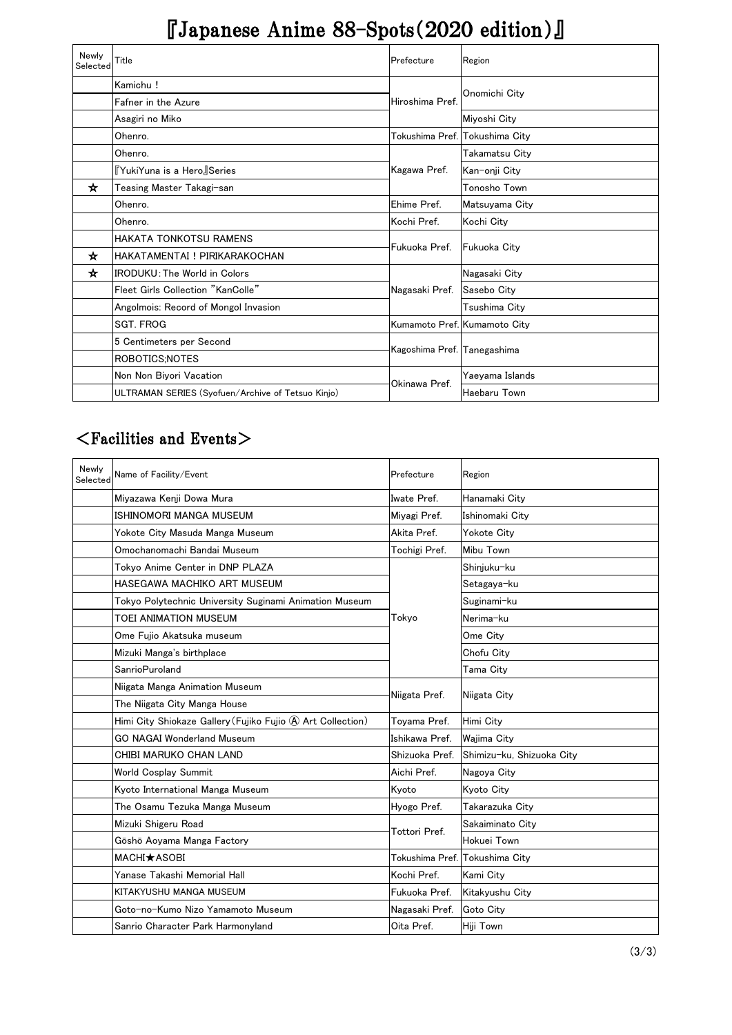# 『Japanese Anime 88-Spots(2020 edition)』

| Newly Selected | Title | Prefecture | Region |
|---|---|---|---|
| | Kamichu ! | Hiroshima Pref. | Onomichi City |
| | Fafner in the Azure | | |
| | Asagiri no Miko | | Miyoshi City |
| | Ohenro. | Tokushima Pref. | Tokushima City |
| | Ohenro. | Kagawa Pref. | Takamatsu City |
| | 『YukiYuna is a Hero』Series | | Kan-onji City |
| ☆ | Teasing Master Takagi-san | | Tonosho Town |
| | Ohenro. | Ehime Pref. | Matsuyama City |
| | Ohenro. | Kochi Pref. | Kochi City |
| | HAKATA TONKOTSU RAMENS | Fukuoka Pref. | Fukuoka City |
| ☆ | HAKATAMENTAI ! PIRIKARAKOCHAN | | |
| ☆ | IRODUKU:The World in Colors | Nagasaki Pref. | Nagasaki City |
| | Fleet Girls Collection "KanColle" | | Sasebo City |
| | Angolmois: Record of Mongol Invasion | | Tsushima City |
| | SGT. FROG | Kumamoto Pref. | Kumamoto City |
| | 5 Centimeters per Second | Kagoshima Pref. | Tanegashima |
| | ROBOTICS;NOTES | | |
| | Non Non Biyori Vacation | Okinawa Pref. | Yaeyama Islands |
| | ULTRAMAN SERIES (Syofuen/Archive of Tetsuo Kinjo) | | Haebaru Town |

## <Facilities and Events>

| Newly Selected | Name of Facility/Event | Prefecture | Region |
|---|---|---|---|
| | Miyazawa Kenji Dowa Mura | Iwate Pref. | Hanamaki City |
| | ISHINOMORI MANGA MUSEUM | Miyagi Pref. | Ishinomaki City |
| | Yokote City Masuda Manga Museum | Akita Pref. | Yokote City |
| | Omochanomachi Bandai Museum | Tochigi Pref. | Mibu Town |
| | Tokyo Anime Center in DNP PLAZA | Tokyo | Shinjuku-ku |
| | HASEGAWA MACHIKO ART MUSEUM | | Setagaya-ku |
| | Tokyo Polytechnic University Suginami Animation Museum | | Suginami-ku |
| | TOEI ANIMATION MUSEUM | | Nerima-ku |
| | Ome Fujio Akatsuka museum | | Ome City |
| | Mizuki Manga's birthplace | | Chofu City |
| | SanrioPuroland | | Tama City |
| | Niigata Manga Animation Museum | Niigata Pref. | Niigata City |
| | The Niigata City Manga House | | |
| | Himi City Shiokaze Gallery(Fujiko Fujio Ⓐ Art Collection) | Toyama Pref. | Himi City |
| | GO NAGAI Wonderland Museum | Ishikawa Pref. | Wajima City |
| | CHIBI MARUKO CHAN LAND | Shizuoka Pref. | Shimizu-ku, Shizuoka City |
| | World Cosplay Summit | Aichi Pref. | Nagoya City |
| | Kyoto International Manga Museum | Kyoto | Kyoto City |
| | The Osamu Tezuka Manga Museum | Hyogo Pref. | Takarazuka City |
| | Mizuki Shigeru Road | Tottori Pref. | Sakaiminato City |
| | Gōshō Aoyama Manga Factory | | Hokuei Town |
| | MACHI★ASOBI | Tokushima Pref. | Tokushima City |
| | Yanase Takashi Memorial Hall | Kochi Pref. | Kami City |
| | KITAKYUSHU MANGA MUSEUM | Fukuoka Pref. | Kitakyushu City |
| | Goto-no-Kumo Nizo Yamamoto Museum | Nagasaki Pref. | Goto City |
| | Sanrio Character Park Harmonyland | Oita Pref. | Hiji Town |